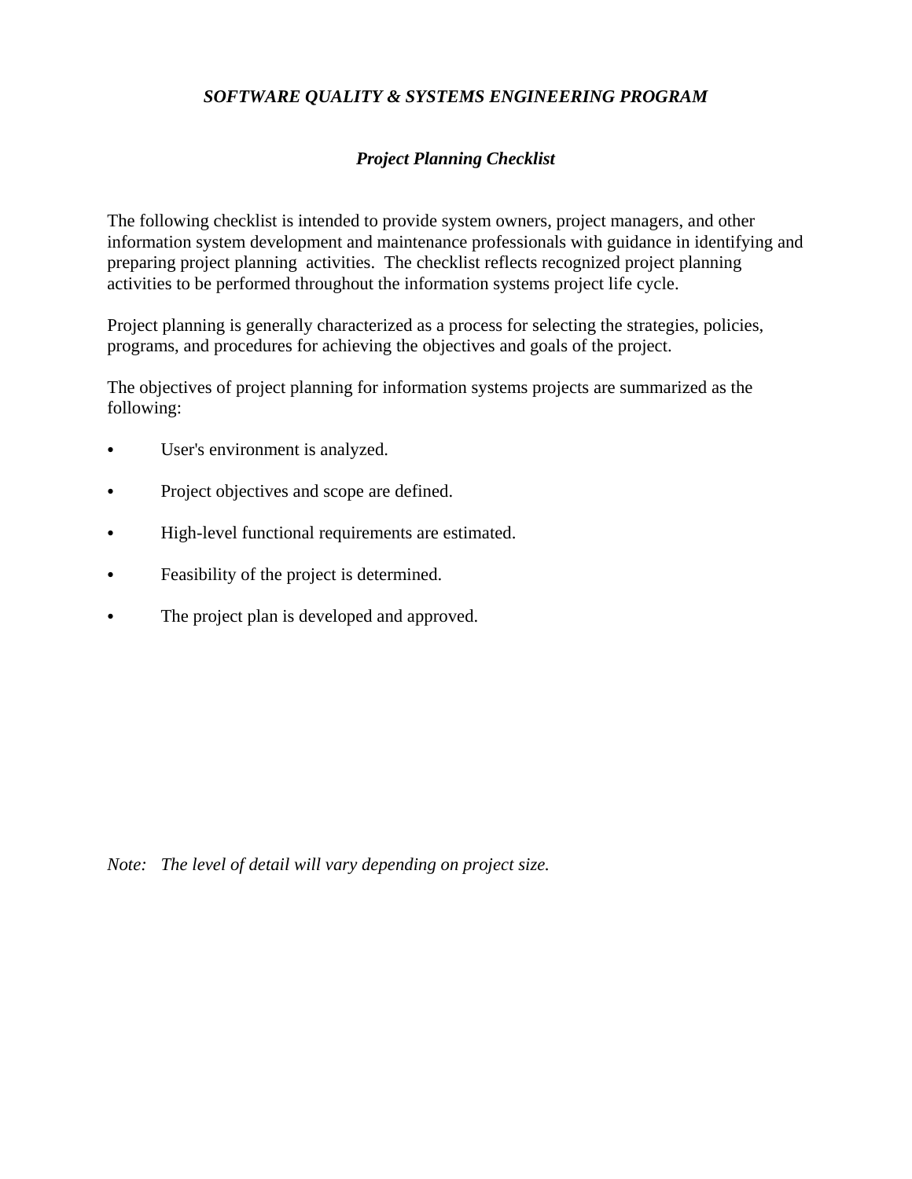# *SOFTWARE QUALITY & SYSTEMS ENGINEERING PROGRAM*

## *Project Planning Checklist*

The following checklist is intended to provide system owners, project managers, and other information system development and maintenance professionals with guidance in identifying and preparing project planning activities. The checklist reflects recognized project planning activities to be performed throughout the information systems project life cycle.

Project planning is generally characterized as a process for selecting the strategies, policies, programs, and procedures for achieving the objectives and goals of the project.

The objectives of project planning for information systems projects are summarized as the following:

- User's environment is analyzed.
- Project objectives and scope are defined.
- High-level functional requirements are estimated.
- Feasibility of the project is determined.
- The project plan is developed and approved.

*Note: The level of detail will vary depending on project size.*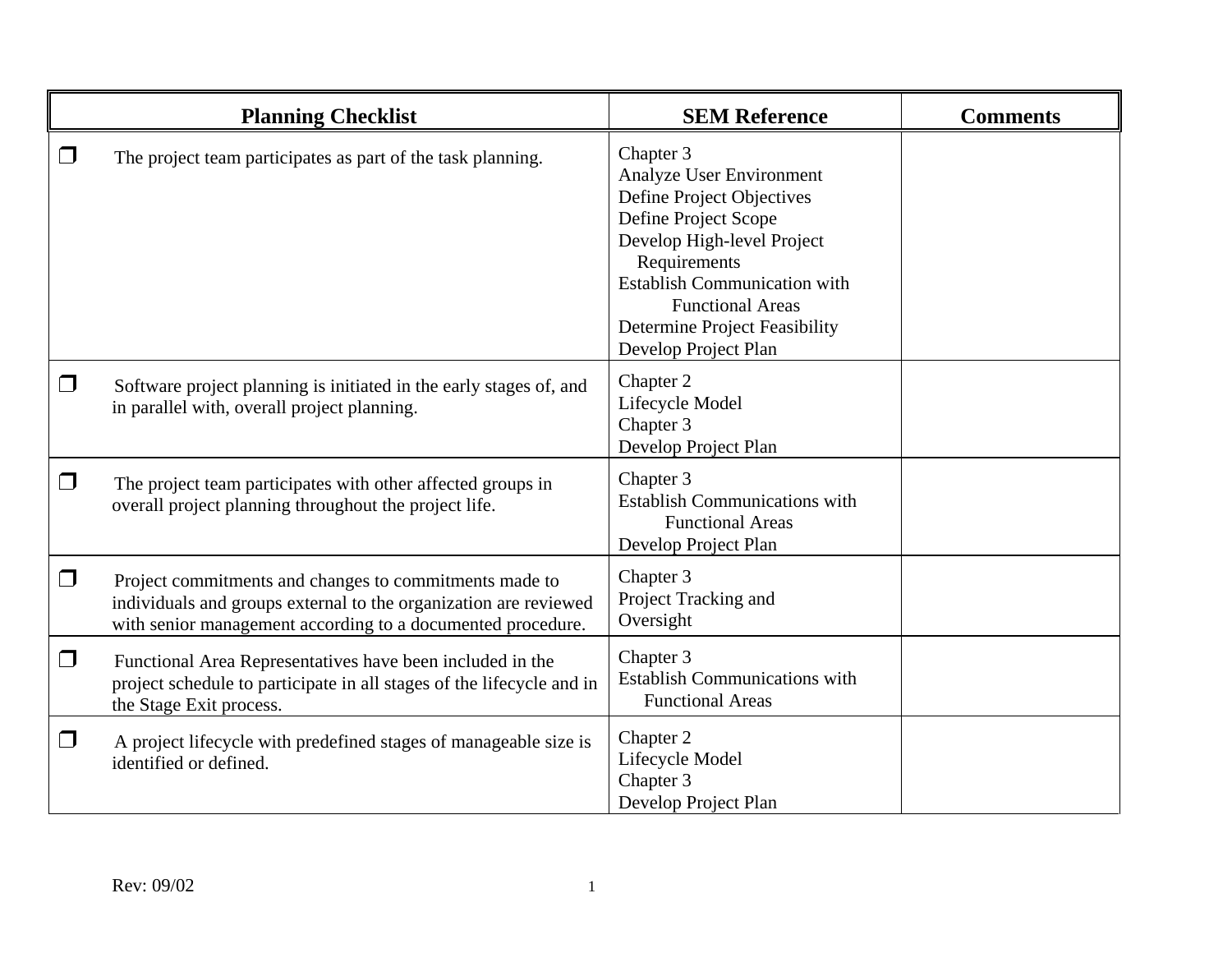| Planning Checklist | SEM Reference | Comments |
|---|---|---|
| ❐ The project team participates as part of the task planning. | Chapter 3<br>Analyze User Environment<br>Define Project Objectives<br>Define Project Scope<br>Develop High-level Project Requirements<br>Establish Communication with Functional Areas<br>Determine Project Feasibility<br>Develop Project Plan | |
| ❐ Software project planning is initiated in the early stages of, and in parallel with, overall project planning. | Chapter 2<br>Lifecycle Model<br>Chapter 3<br>Develop Project Plan | |
| ❐ The project team participates with other affected groups in overall project planning throughout the project life. | Chapter 3<br>Establish Communications with Functional Areas<br>Develop Project Plan | |
| ❐ Project commitments and changes to commitments made to individuals and groups external to the organization are reviewed with senior management according to a documented procedure. | Chapter 3<br>Project Tracking and Oversight | |
| ❐ Functional Area Representatives have been included in the project schedule to participate in all stages of the lifecycle and in the Stage Exit process. | Chapter 3<br>Establish Communications with Functional Areas | |
| ❐ A project lifecycle with predefined stages of manageable size is identified or defined. | Chapter 2<br>Lifecycle Model<br>Chapter 3<br>Develop Project Plan | |

Rev: 09/02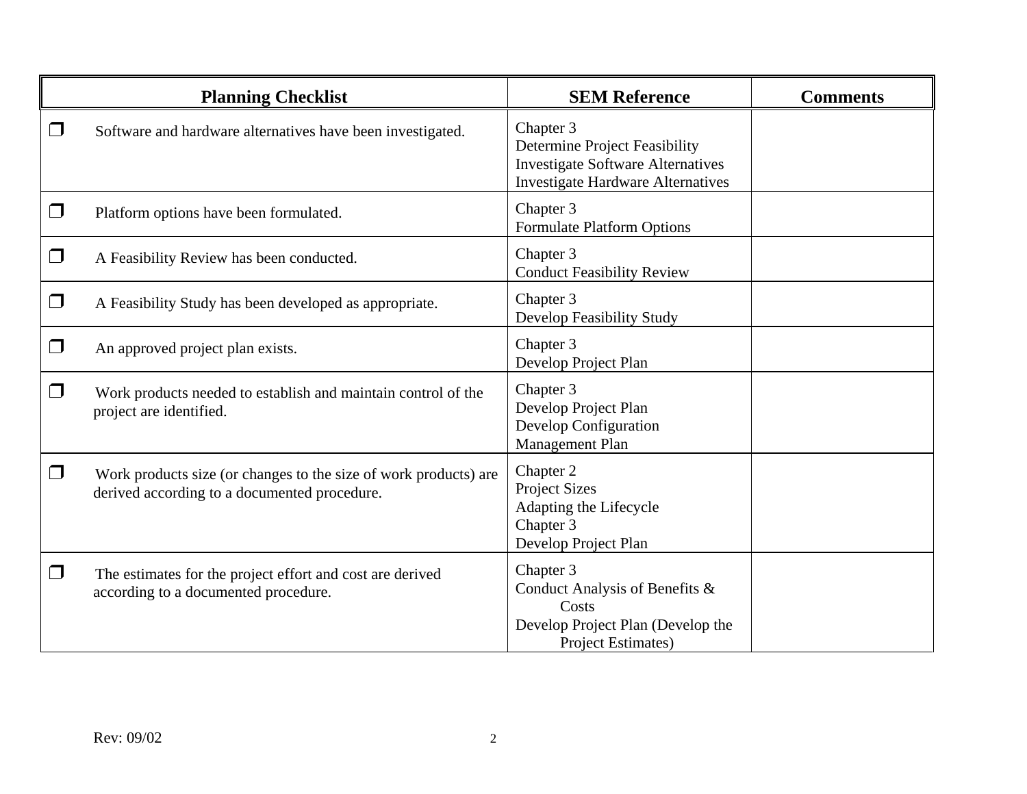| Planning Checklist | SEM Reference | Comments |
|---|---|---|
| ❐ Software and hardware alternatives have been investigated. | Chapter 3<br>Determine Project Feasibility<br>Investigate Software Alternatives<br>Investigate Hardware Alternatives | |
| ❐ Platform options have been formulated. | Chapter 3<br>Formulate Platform Options | |
| ❐ A Feasibility Review has been conducted. | Chapter 3<br>Conduct Feasibility Review | |
| ❐ A Feasibility Study has been developed as appropriate. | Chapter 3<br>Develop Feasibility Study | |
| ❐ An approved project plan exists. | Chapter 3<br>Develop Project Plan | |
| ❐ Work products needed to establish and maintain control of the project are identified. | Chapter 3<br>Develop Project Plan<br>Develop Configuration Management Plan | |
| ❐ Work products size (or changes to the size of work products) are derived according to a documented procedure. | Chapter 2<br>Project Sizes<br>Adapting the Lifecycle<br>Chapter 3<br>Develop Project Plan | |
| ❐ The estimates for the project effort and cost are derived according to a documented procedure. | Chapter 3<br>Conduct Analysis of Benefits & Costs<br>Develop Project Plan (Develop the Project Estimates) | |

Rev: 09/02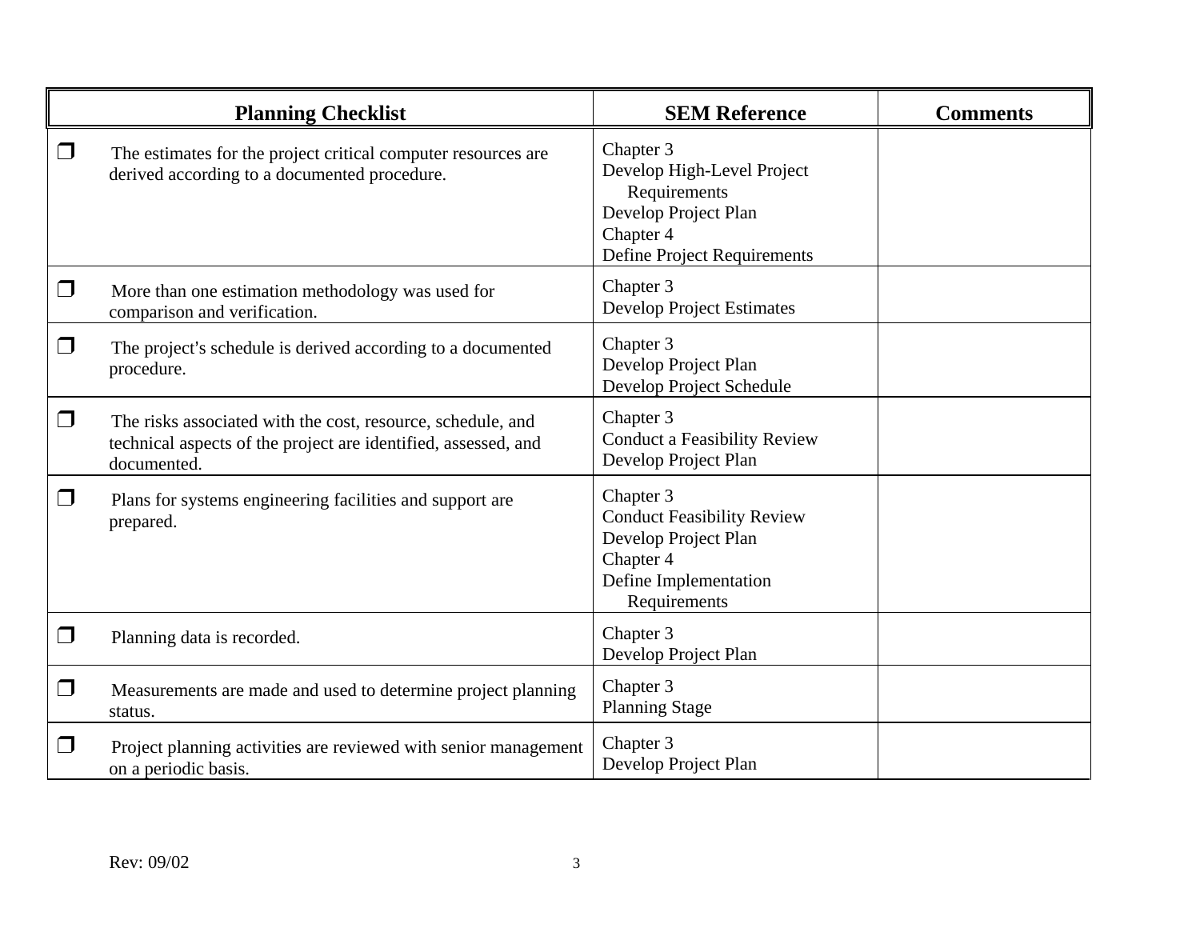| Planning Checklist | SEM Reference | Comments |
| --- | --- | --- |
| ❒ The estimates for the project critical computer resources are derived according to a documented procedure. | Chapter 3<br>Develop High-Level Project Requirements<br>Develop Project Plan<br>Chapter 4<br>Define Project Requirements | |
| ❒ More than one estimation methodology was used for comparison and verification. | Chapter 3<br>Develop Project Estimates | |
| ❒ The project's schedule is derived according to a documented procedure. | Chapter 3<br>Develop Project Plan<br>Develop Project Schedule | |
| ❒ The risks associated with the cost, resource, schedule, and technical aspects of the project are identified, assessed, and documented. | Chapter 3<br>Conduct a Feasibility Review<br>Develop Project Plan | |
| ❒ Plans for systems engineering facilities and support are prepared. | Chapter 3<br>Conduct Feasibility Review<br>Develop Project Plan<br>Chapter 4<br>Define Implementation Requirements | |
| ❒ Planning data is recorded. | Chapter 3<br>Develop Project Plan | |
| ❒ Measurements are made and used to determine project planning status. | Chapter 3<br>Planning Stage | |
| ❒ Project planning activities are reviewed with senior management on a periodic basis. | Chapter 3<br>Develop Project Plan | |

Rev: 09/02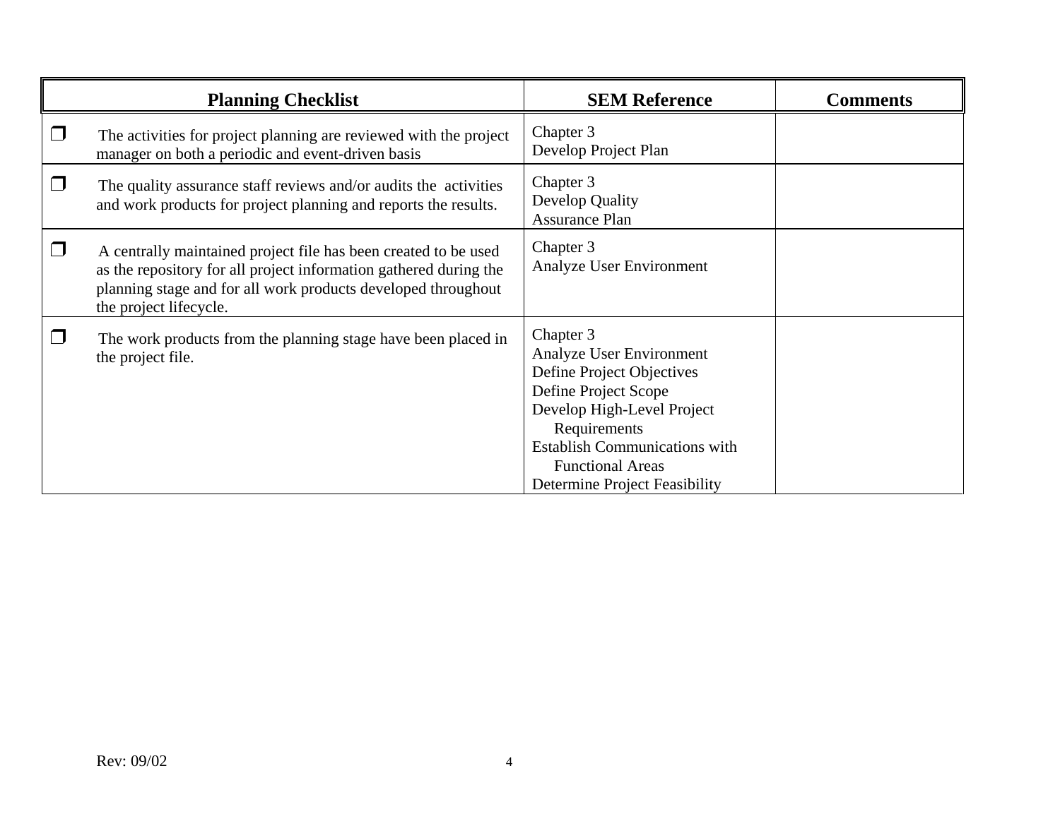| Planning Checklist | SEM Reference | Comments |
|---|---|---|
| ❐ The activities for project planning are reviewed with the project manager on both a periodic and event-driven basis | Chapter 3<br>Develop Project Plan | |
| ❐ The quality assurance staff reviews and/or audits the activities and work products for project planning and reports the results. | Chapter 3<br>Develop Quality Assurance Plan | |
| ❐ A centrally maintained project file has been created to be used as the repository for all project information gathered during the planning stage and for all work products developed throughout the project lifecycle. | Chapter 3<br>Analyze User Environment | |
| ❐ The work products from the planning stage have been placed in the project file. | Chapter 3<br>Analyze User Environment<br>Define Project Objectives<br>Define Project Scope<br>Develop High-Level Project Requirements<br>Establish Communications with Functional Areas<br>Determine Project Feasibility | |

Rev: 09/02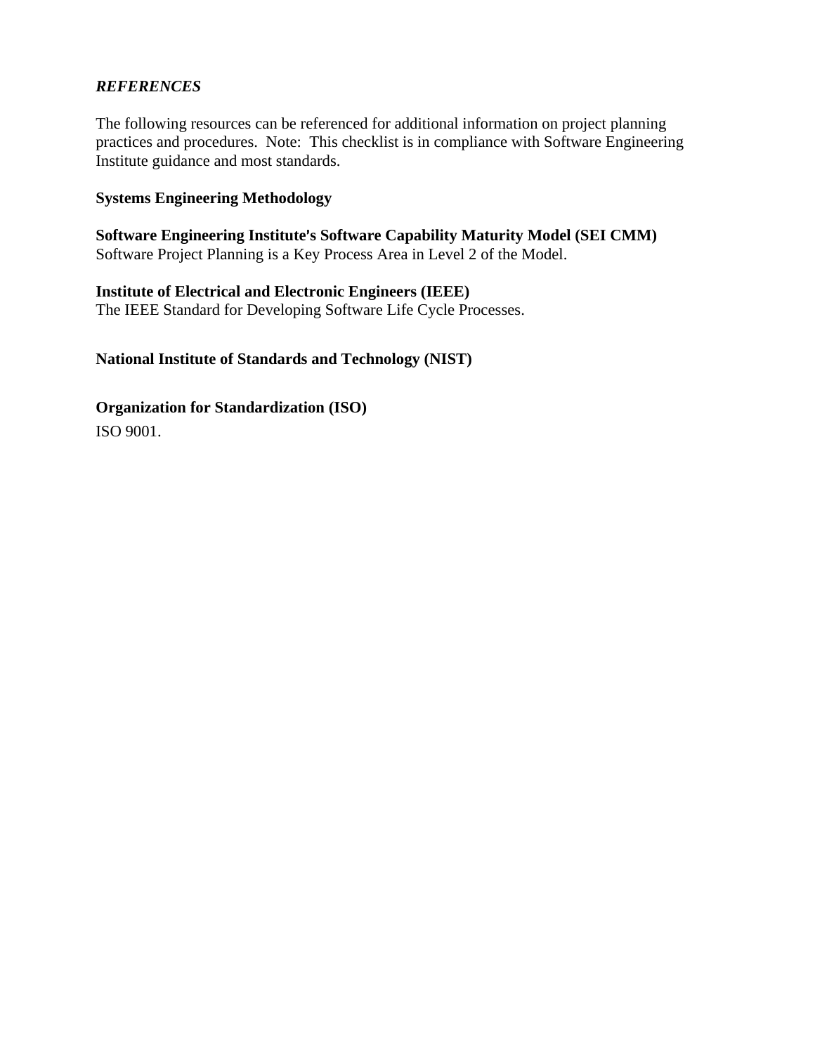***REFERENCES***

The following resources can be referenced for additional information on project planning practices and procedures. Note: This checklist is in compliance with Software Engineering Institute guidance and most standards.

**Systems Engineering Methodology**

**Software Engineering Institute's Software Capability Maturity Model (SEI CMM)**
Software Project Planning is a Key Process Area in Level 2 of the Model.

**Institute of Electrical and Electronic Engineers (IEEE)**
The IEEE Standard for Developing Software Life Cycle Processes.

**National Institute of Standards and Technology (NIST)**

**Organization for Standardization (ISO)**
ISO 9001.